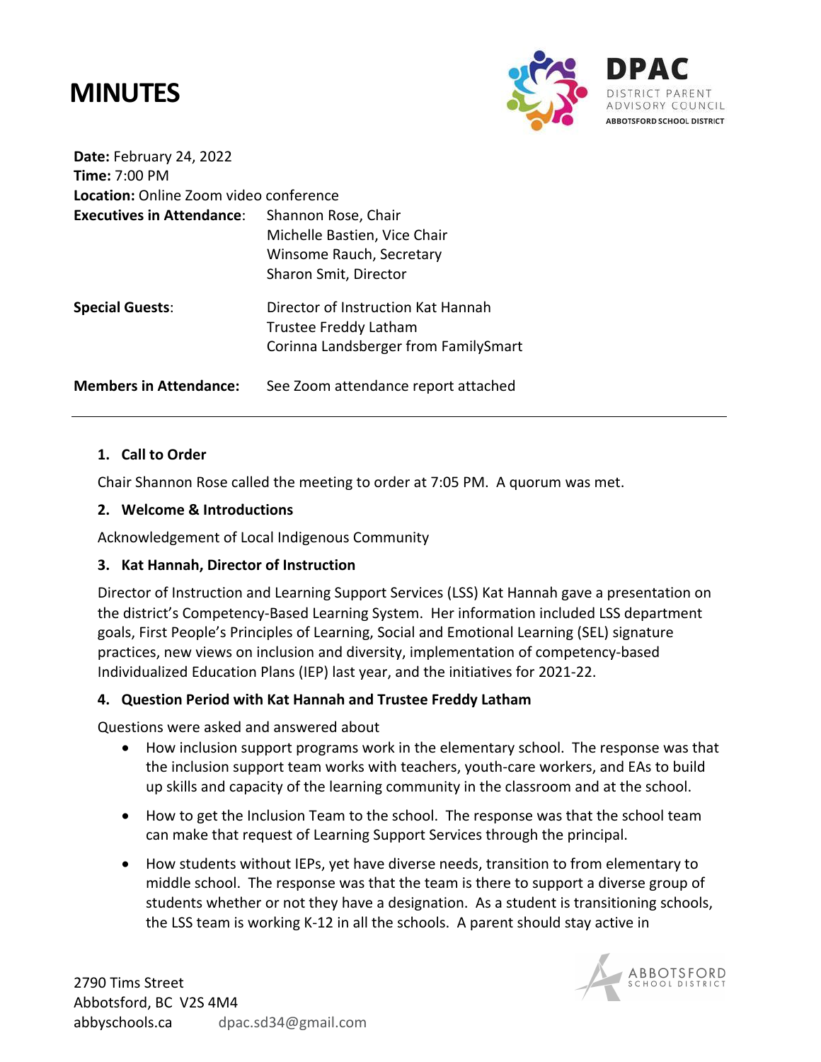# MINUTES

**DPAC**
DISTRICT PARENT ADVISORY COUNCIL
ABBOTSFORD SCHOOL DISTRICT

**Date:** February 24, 2022
**Time:** 7:00 PM
**Location:** Online Zoom video conference

| | |
|---|---|
| **Executives in Attendance**: | Shannon Rose, Chair<br>Michelle Bastien, Vice Chair<br>Winsome Rauch, Secretary<br>Sharon Smit, Director |
| **Special Guests**: | Director of Instruction Kat Hannah<br>Trustee Freddy Latham<br>Corinna Landsberger from FamilySmart |
| **Members in Attendance:** | See Zoom attendance report attached |

---

1. **Call to Order**

Chair Shannon Rose called the meeting to order at 7:05 PM. A quorum was met.

2. **Welcome & Introductions**

Acknowledgement of Local Indigenous Community

3. **Kat Hannah, Director of Instruction**

Director of Instruction and Learning Support Services (LSS) Kat Hannah gave a presentation on the district's Competency-Based Learning System. Her information included LSS department goals, First People's Principles of Learning, Social and Emotional Learning (SEL) signature practices, new views on inclusion and diversity, implementation of competency-based Individualized Education Plans (IEP) last year, and the initiatives for 2021-22.

4. **Question Period with Kat Hannah and Trustee Freddy Latham**

Questions were asked and answered about

- How inclusion support programs work in the elementary school. The response was that the inclusion support team works with teachers, youth-care workers, and EAs to build up skills and capacity of the learning community in the classroom and at the school.
- How to get the Inclusion Team to the school. The response was that the school team can make that request of Learning Support Services through the principal.
- How students without IEPs, yet have diverse needs, transition to from elementary to middle school. The response was that the team is there to support a diverse group of students whether or not they have a designation. As a student is transitioning schools, the LSS team is working K-12 in all the schools. A parent should stay active in

2790 Tims Street
Abbotsford, BC V2S 4M4
abbyschools.ca dpac.sd34@gmail.com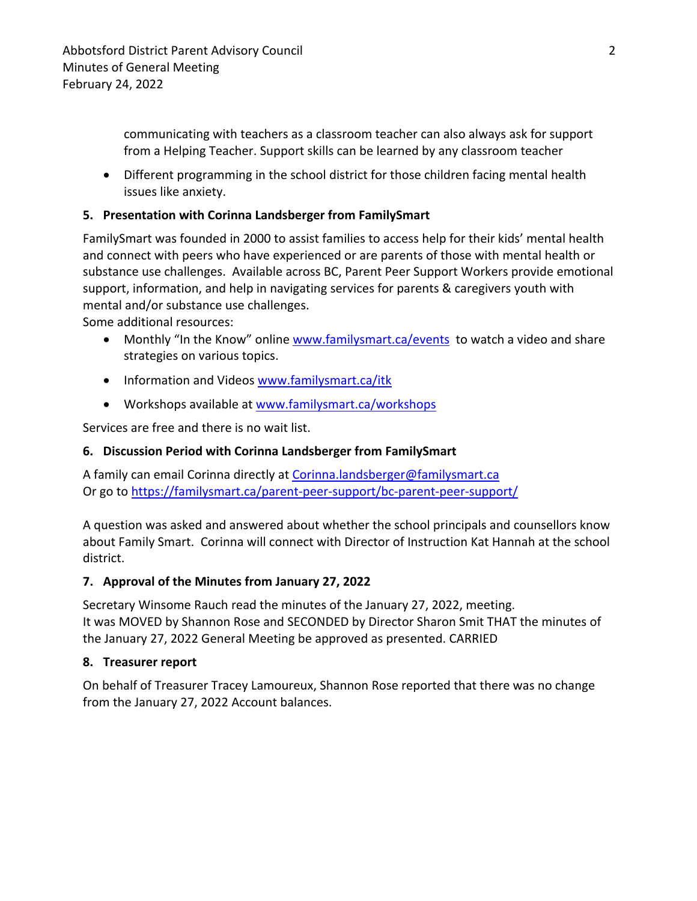communicating with teachers as a classroom teacher can also always ask for support from a Helping Teacher. Support skills can be learned by any classroom teacher

- Different programming in the school district for those children facing mental health issues like anxiety.

**5. Presentation with Corinna Landsberger from FamilySmart**

FamilySmart was founded in 2000 to assist families to access help for their kids' mental health and connect with peers who have experienced or are parents of those with mental health or substance use challenges. Available across BC, Parent Peer Support Workers provide emotional support, information, and help in navigating services for parents & caregivers youth with mental and/or substance use challenges.
Some additional resources:

- Monthly "In the Know" online www.familysmart.ca/events to watch a video and share strategies on various topics.
- Information and Videos www.familysmart.ca/itk
- Workshops available at www.familysmart.ca/workshops

Services are free and there is no wait list.

**6. Discussion Period with Corinna Landsberger from FamilySmart**

A family can email Corinna directly at Corinna.landsberger@familysmart.ca
Or go to https://familysmart.ca/parent-peer-support/bc-parent-peer-support/

A question was asked and answered about whether the school principals and counsellors know about Family Smart. Corinna will connect with Director of Instruction Kat Hannah at the school district.

**7. Approval of the Minutes from January 27, 2022**

Secretary Winsome Rauch read the minutes of the January 27, 2022, meeting.
It was MOVED by Shannon Rose and SECONDED by Director Sharon Smit THAT the minutes of the January 27, 2022 General Meeting be approved as presented. CARRIED

**8. Treasurer report**

On behalf of Treasurer Tracey Lamoureux, Shannon Rose reported that there was no change from the January 27, 2022 Account balances.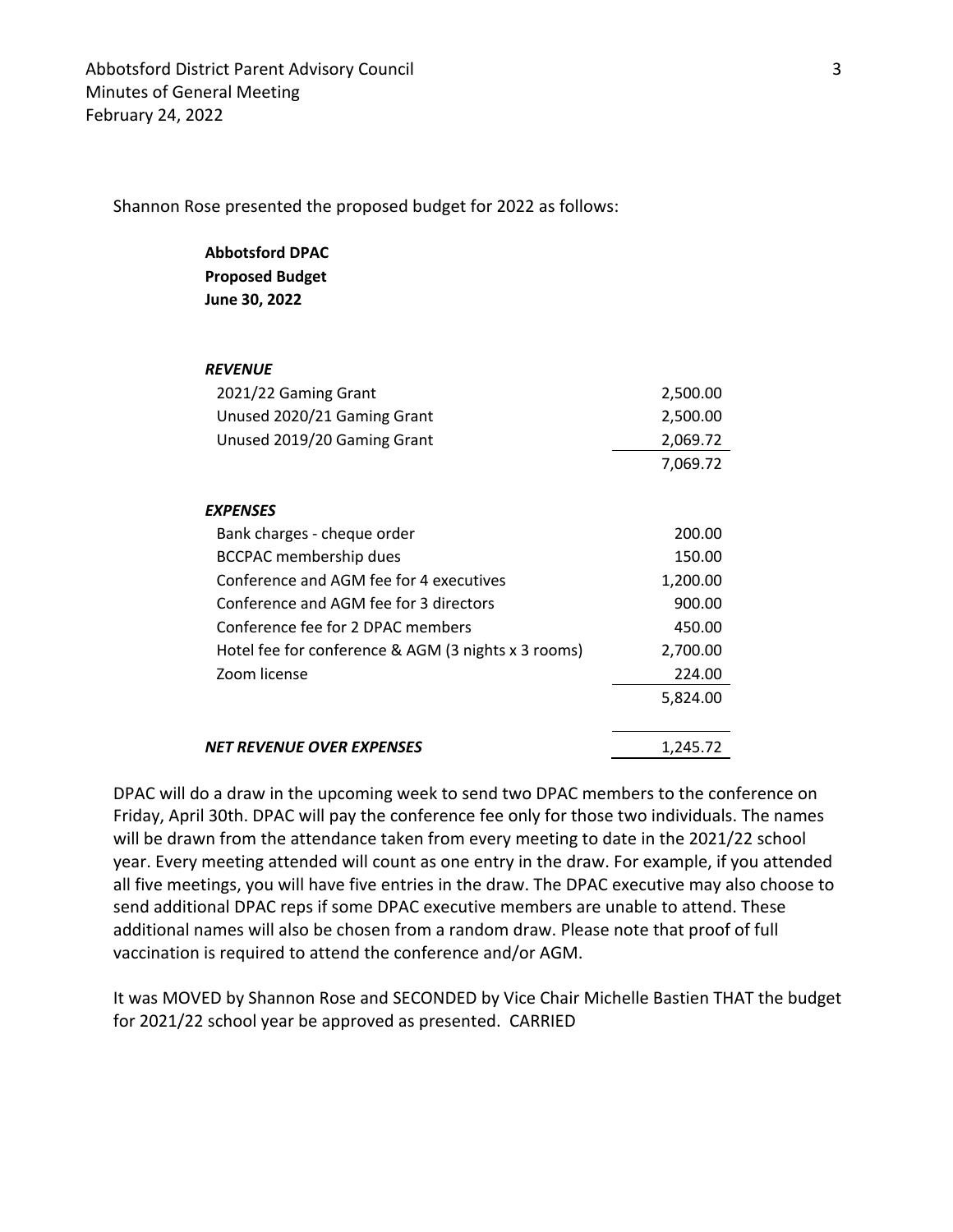Shannon Rose presented the proposed budget for 2022 as follows:

**Abbotsford DPAC**
**Proposed Budget**
**June 30, 2022**

| | |
|---|---|
| ***REVENUE*** | |
| 2021/22 Gaming Grant | 2,500.00 |
| Unused 2020/21 Gaming Grant | 2,500.00 |
| Unused 2019/20 Gaming Grant | 2,069.72 |
| | 7,069.72 |
| ***EXPENSES*** | |
| Bank charges - cheque order | 200.00 |
| BCCPAC membership dues | 150.00 |
| Conference and AGM fee for 4 executives | 1,200.00 |
| Conference and AGM fee for 3 directors | 900.00 |
| Conference fee for 2 DPAC members | 450.00 |
| Hotel fee for conference & AGM (3 nights x 3 rooms) | 2,700.00 |
| Zoom license | 224.00 |
| | 5,824.00 |
| ***NET REVENUE OVER EXPENSES*** | 1,245.72 |

DPAC will do a draw in the upcoming week to send two DPAC members to the conference on Friday, April 30th. DPAC will pay the conference fee only for those two individuals. The names will be drawn from the attendance taken from every meeting to date in the 2021/22 school year. Every meeting attended will count as one entry in the draw. For example, if you attended all five meetings, you will have five entries in the draw. The DPAC executive may also choose to send additional DPAC reps if some DPAC executive members are unable to attend. These additional names will also be chosen from a random draw. Please note that proof of full vaccination is required to attend the conference and/or AGM.

It was MOVED by Shannon Rose and SECONDED by Vice Chair Michelle Bastien THAT the budget for 2021/22 school year be approved as presented. CARRIED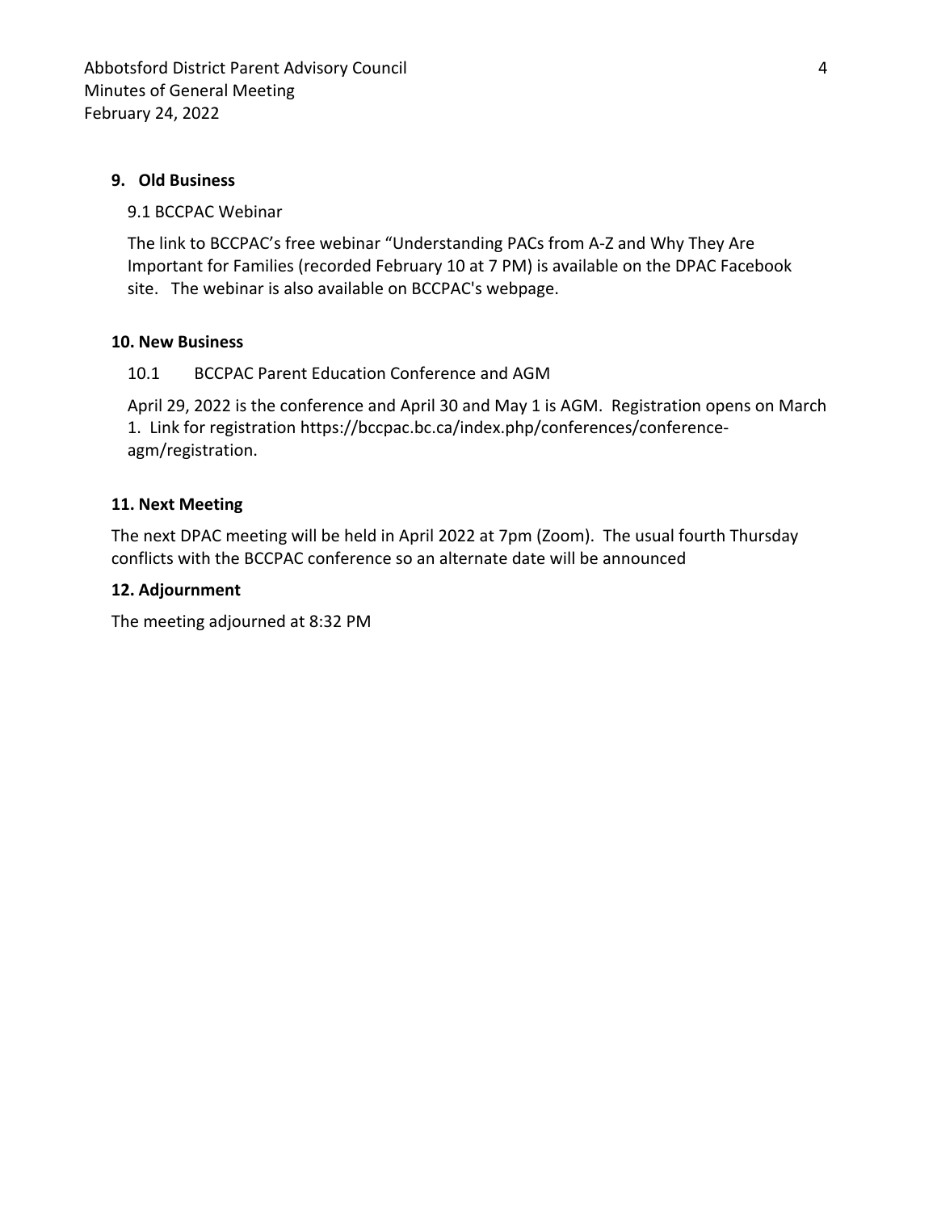## 9. Old Business

9.1 BCCPAC Webinar

The link to BCCPAC's free webinar "Understanding PACs from A-Z and Why They Are Important for Families (recorded February 10 at 7 PM) is available on the DPAC Facebook site. The webinar is also available on BCCPAC's webpage.

## 10. New Business

10.1 BCCPAC Parent Education Conference and AGM

April 29, 2022 is the conference and April 30 and May 1 is AGM. Registration opens on March 1. Link for registration https://bccpac.bc.ca/index.php/conferences/conference-agm/registration.

## 11. Next Meeting

The next DPAC meeting will be held in April 2022 at 7pm (Zoom). The usual fourth Thursday conflicts with the BCCPAC conference so an alternate date will be announced

## 12. Adjournment

The meeting adjourned at 8:32 PM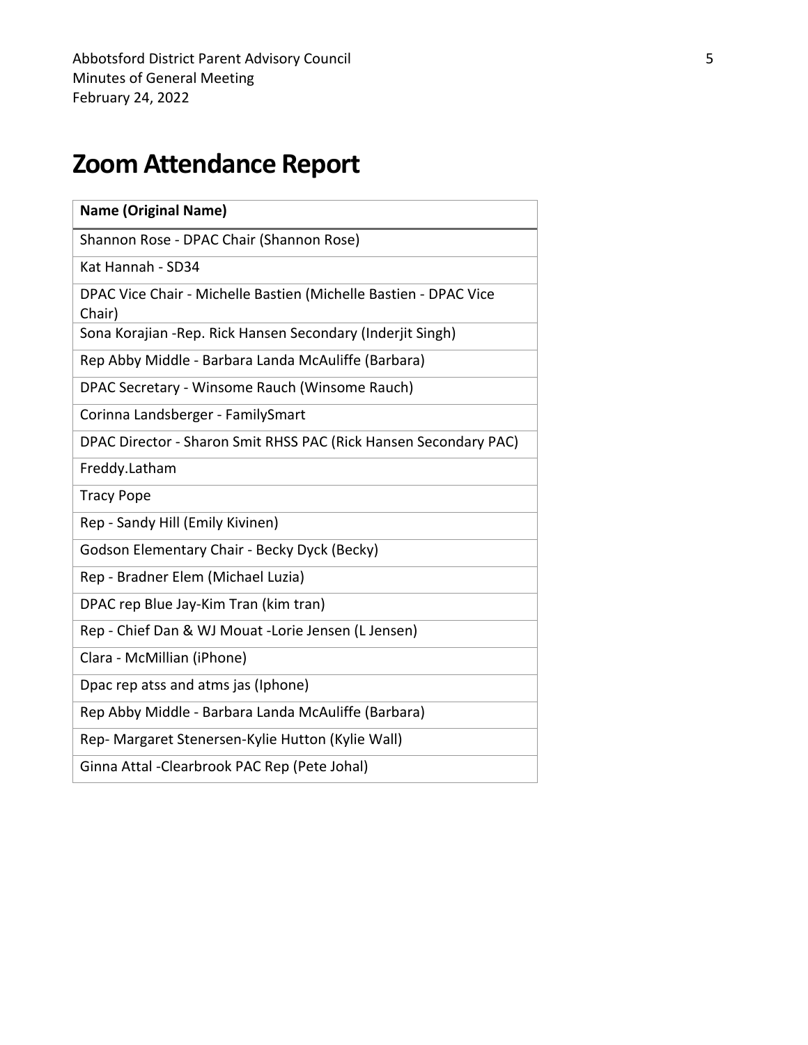# Zoom Attendance Report

| Name (Original Name) |
| --- |
| Shannon Rose - DPAC Chair (Shannon Rose) |
| Kat Hannah - SD34 |
| DPAC Vice Chair - Michelle Bastien (Michelle Bastien - DPAC Vice Chair) |
| Sona Korajian -Rep. Rick Hansen Secondary (Inderjit Singh) |
| Rep Abby Middle - Barbara Landa McAuliffe (Barbara) |
| DPAC Secretary - Winsome Rauch (Winsome Rauch) |
| Corinna Landsberger - FamilySmart |
| DPAC Director - Sharon Smit RHSS PAC (Rick Hansen Secondary PAC) |
| Freddy.Latham |
| Tracy Pope |
| Rep - Sandy Hill (Emily Kivinen) |
| Godson Elementary Chair - Becky Dyck (Becky) |
| Rep - Bradner Elem (Michael Luzia) |
| DPAC rep Blue Jay-Kim Tran (kim tran) |
| Rep - Chief Dan & WJ Mouat -Lorie Jensen (L Jensen) |
| Clara - McMillian (iPhone) |
| Dpac rep atss and atms jas (Iphone) |
| Rep Abby Middle - Barbara Landa McAuliffe (Barbara) |
| Rep- Margaret Stenersen-Kylie Hutton (Kylie Wall) |
| Ginna Attal -Clearbrook PAC Rep (Pete Johal) |